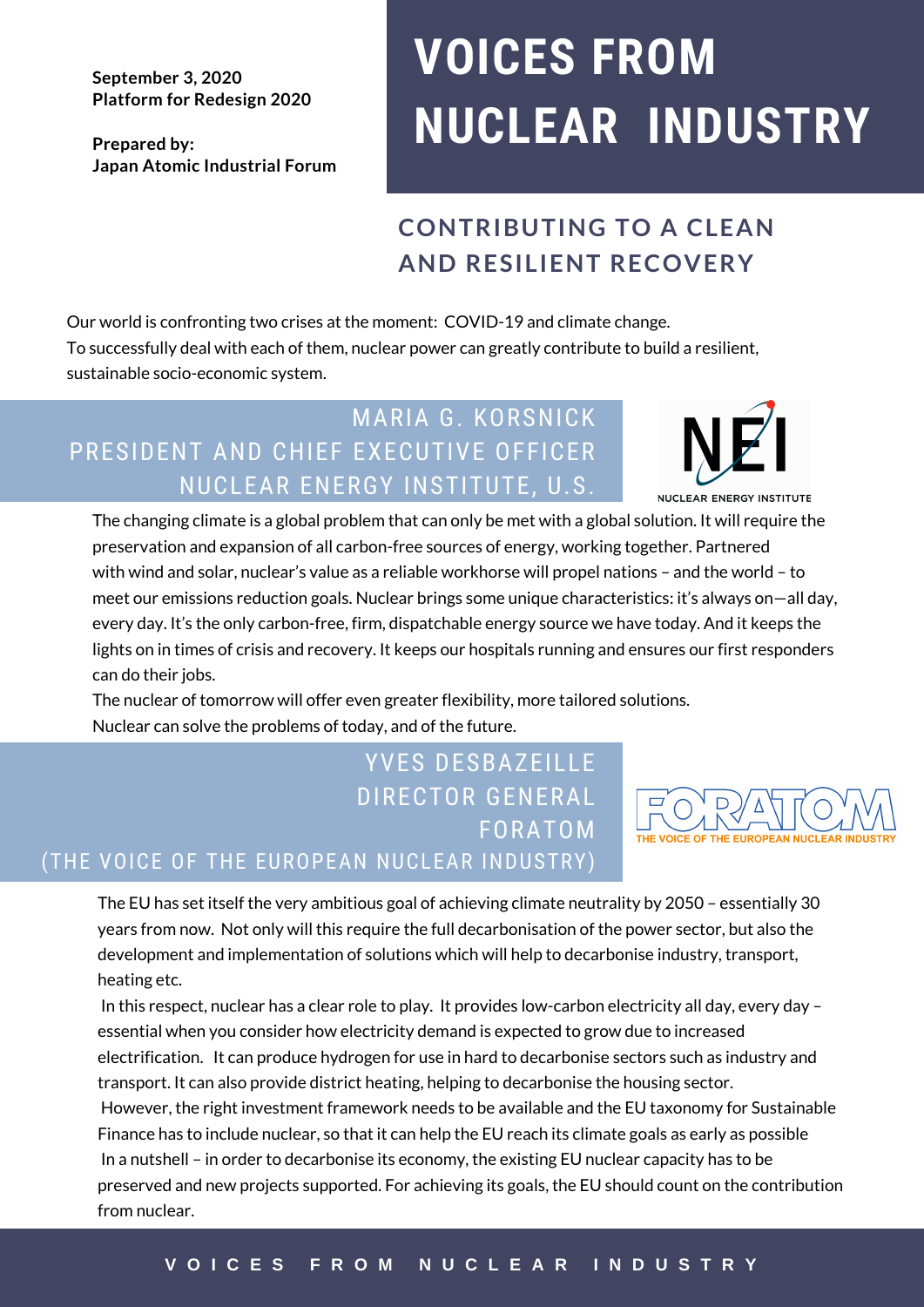September 3, 2020
**Platform for Redesign 2020**

**Prepared by:**
**Japan Atomic Industrial Forum**

# VOICES FROM NUCLEAR INDUSTRY

## CONTRIBUTING TO A CLEAN AND RESILIENT RECOVERY

Our world is confronting two crises at the moment: COVID-19 and climate change.
To successfully deal with each of them, nuclear power can greatly contribute to build a resilient, sustainable socio-economic system.

### MARIA G. KORSNICK
### PRESIDENT AND CHIEF EXECUTIVE OFFICER
### NUCLEAR ENERGY INSTITUTE, U.S.

NUCLEAR ENERGY INSTITUTE

The changing climate is a global problem that can only be met with a global solution. It will require the preservation and expansion of all carbon-free sources of energy, working together. Partnered with wind and solar, nuclear's value as a reliable workhorse will propel nations – and the world – to meet our emissions reduction goals. Nuclear brings some unique characteristics: it's always on—all day, every day. It's the only carbon-free, firm, dispatchable energy source we have today. And it keeps the lights on in times of crisis and recovery. It keeps our hospitals running and ensures our first responders can do their jobs.
The nuclear of tomorrow will offer even greater flexibility, more tailored solutions.
Nuclear can solve the problems of today, and of the future.

### YVES DESBAZEILLE
### DIRECTOR GENERAL
### FORATOM
### (THE VOICE OF THE EUROPEAN NUCLEAR INDUSTRY)

THE VOICE OF THE EUROPEAN NUCLEAR INDUSTRY

The EU has set itself the very ambitious goal of achieving climate neutrality by 2050 – essentially 30 years from now. Not only will this require the full decarbonisation of the power sector, but also the development and implementation of solutions which will help to decarbonise industry, transport, heating etc.

In this respect, nuclear has a clear role to play. It provides low-carbon electricity all day, every day – essential when you consider how electricity demand is expected to grow due to increased electrification. It can produce hydrogen for use in hard to decarbonise sectors such as industry and transport. It can also provide district heating, helping to decarbonise the housing sector.

However, the right investment framework needs to be available and the EU taxonomy for Sustainable Finance has to include nuclear, so that it can help the EU reach its climate goals as early as possible

In a nutshell – in order to decarbonise its economy, the existing EU nuclear capacity has to be preserved and new projects supported. For achieving its goals, the EU should count on the contribution from nuclear.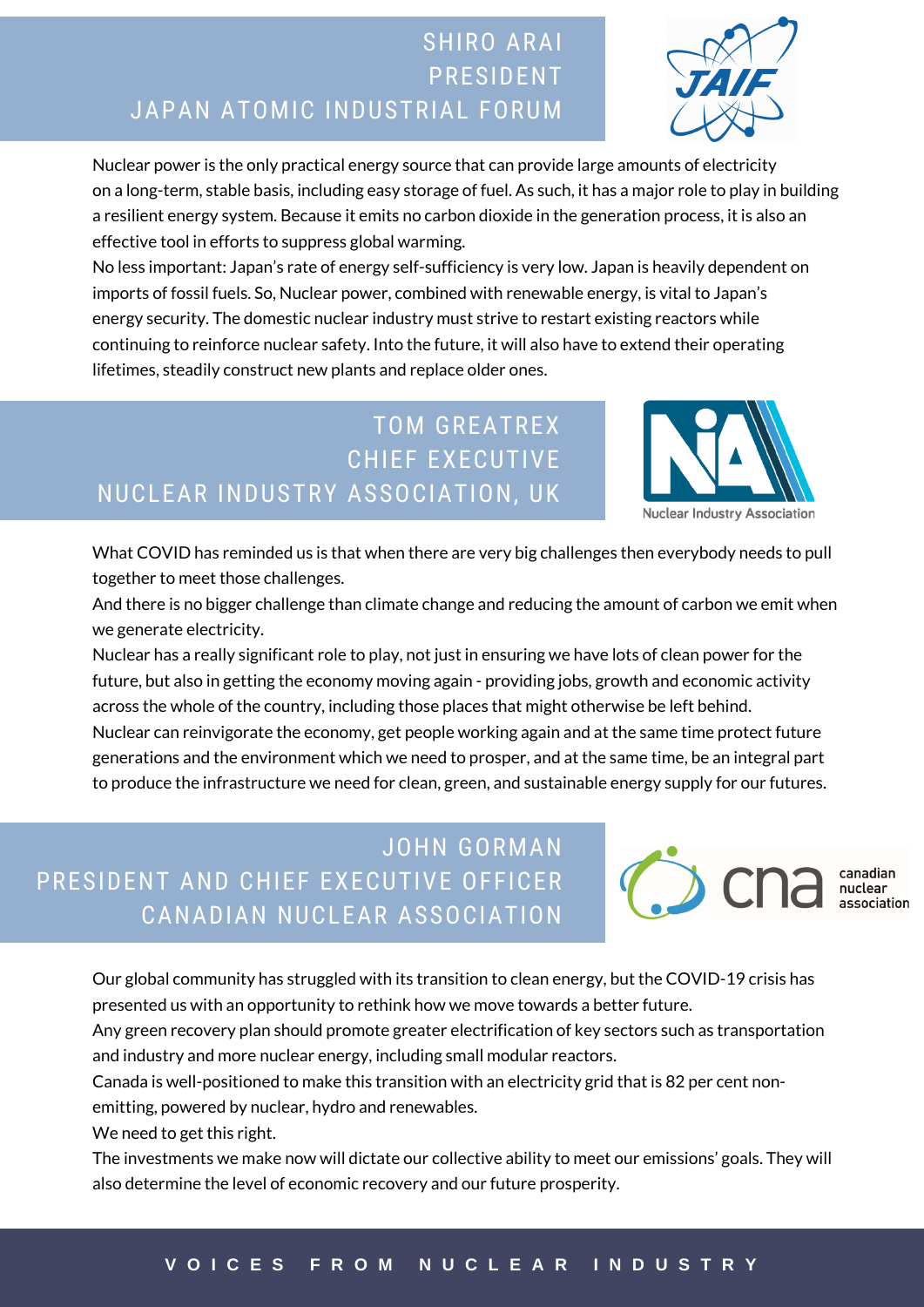## SHIRO ARAI
## PRESIDENT
## JAPAN ATOMIC INDUSTRIAL FORUM

Nuclear power is the only practical energy source that can provide large amounts of electricity on a long-term, stable basis, including easy storage of fuel. As such, it has a major role to play in building a resilient energy system. Because it emits no carbon dioxide in the generation process, it is also an effective tool in efforts to suppress global warming.

No less important: Japan's rate of energy self-sufficiency is very low. Japan is heavily dependent on imports of fossil fuels. So, Nuclear power, combined with renewable energy, is vital to Japan's energy security. The domestic nuclear industry must strive to restart existing reactors while continuing to reinforce nuclear safety. Into the future, it will also have to extend their operating lifetimes, steadily construct new plants and replace older ones.

## TOM GREATREX
## CHIEF EXECUTIVE
## NUCLEAR INDUSTRY ASSOCIATION, UK

Nuclear Industry Association

What COVID has reminded us is that when there are very big challenges then everybody needs to pull together to meet those challenges.

And there is no bigger challenge than climate change and reducing the amount of carbon we emit when we generate electricity.

Nuclear has a really significant role to play, not just in ensuring we have lots of clean power for the future, but also in getting the economy moving again - providing jobs, growth and economic activity across the whole of the country, including those places that might otherwise be left behind.

Nuclear can reinvigorate the economy, get people working again and at the same time protect future generations and the environment which we need to prosper, and at the same time, be an integral part to produce the infrastructure we need for clean, green, and sustainable energy supply for our futures.

## JOHN GORMAN
## PRESIDENT AND CHIEF EXECUTIVE OFFICER
## CANADIAN NUCLEAR ASSOCIATION

cna canadian nuclear association

Our global community has struggled with its transition to clean energy, but the COVID-19 crisis has presented us with an opportunity to rethink how we move towards a better future.

Any green recovery plan should promote greater electrification of key sectors such as transportation and industry and more nuclear energy, including small modular reactors.

Canada is well-positioned to make this transition with an electricity grid that is 82 per cent non-emitting, powered by nuclear, hydro and renewables.

We need to get this right.

The investments we make now will dictate our collective ability to meet our emissions' goals. They will also determine the level of economic recovery and our future prosperity.

VOICES FROM NUCLEAR INDUSTRY